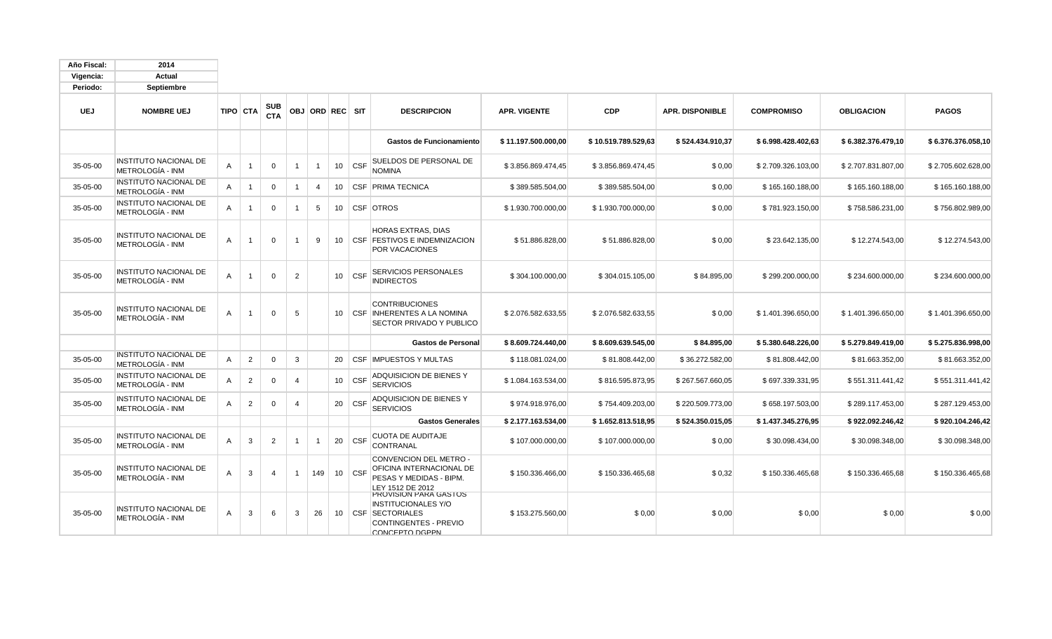| Año Fiscal: | 2014 |
|---|---|
| Vigencia: | Actual |
| Periodo: | Septiembre |

| UEJ | NOMBRE UEJ | TIPO | CTA | SUB CTA | OBJ | ORD | REC | SIT | DESCRIPCION | APR. VIGENTE | CDP | APR. DISPONIBLE | COMPROMISO | OBLIGACION | PAGOS |
|---|---|---|---|---|---|---|---|---|---|---|---|---|---|---|---|
| | | | | | | | | | **Gastos de Funcionamiento** | **$ 11.197.500.000,00** | **$ 10.519.789.529,63** | **$ 524.434.910,37** | **$ 6.998.428.402,63** | **$ 6.382.376.479,10** | **$ 6.376.376.058,10** |
| 35-05-00 | INSTITUTO NACIONAL DE METROLOGÍA - INM | A | 1 | 0 | 1 | 1 | 10 | CSF | SUELDOS DE PERSONAL DE NOMINA | $ 3.856.869.474,45 | $ 3.856.869.474,45 | $ 0,00 | $ 2.709.326.103,00 | $ 2.707.831.807,00 | $ 2.705.602.628,00 |
| 35-05-00 | INSTITUTO NACIONAL DE METROLOGÍA - INM | A | 1 | 0 | 1 | 4 | 10 | CSF | PRIMA TECNICA | $ 389.585.504,00 | $ 389.585.504,00 | $ 0,00 | $ 165.160.188,00 | $ 165.160.188,00 | $ 165.160.188,00 |
| 35-05-00 | INSTITUTO NACIONAL DE METROLOGÍA - INM | A | 1 | 0 | 1 | 5 | 10 | CSF | OTROS | $ 1.930.700.000,00 | $ 1.930.700.000,00 | $ 0,00 | $ 781.923.150,00 | $ 758.586.231,00 | $ 756.802.989,00 |
| 35-05-00 | INSTITUTO NACIONAL DE METROLOGÍA - INM | A | 1 | 0 | 1 | 9 | 10 | CSF | HORAS EXTRAS, DIAS FESTIVOS E INDEMNIZACION POR VACACIONES | $ 51.886.828,00 | $ 51.886.828,00 | $ 0,00 | $ 23.642.135,00 | $ 12.274.543,00 | $ 12.274.543,00 |
| 35-05-00 | INSTITUTO NACIONAL DE METROLOGÍA - INM | A | 1 | 0 | 2 | | 10 | CSF | SERVICIOS PERSONALES INDIRECTOS | $ 304.100.000,00 | $ 304.015.105,00 | $ 84.895,00 | $ 299.200.000,00 | $ 234.600.000,00 | $ 234.600.000,00 |
| 35-05-00 | INSTITUTO NACIONAL DE METROLOGÍA - INM | A | 1 | 0 | 5 | | 10 | CSF | CONTRIBUCIONES INHERENTES A LA NOMINA SECTOR PRIVADO Y PUBLICO | $ 2.076.582.633,55 | $ 2.076.582.633,55 | $ 0,00 | $ 1.401.396.650,00 | $ 1.401.396.650,00 | $ 1.401.396.650,00 |
| | | | | | | | | | **Gastos de Personal** | **$ 8.609.724.440,00** | **$ 8.609.639.545,00** | **$ 84.895,00** | **$ 5.380.648.226,00** | **$ 5.279.849.419,00** | **$ 5.275.836.998,00** |
| 35-05-00 | INSTITUTO NACIONAL DE METROLOGÍA - INM | A | 2 | 0 | 3 | | 20 | CSF | IMPUESTOS Y MULTAS | $ 118.081.024,00 | $ 81.808.442,00 | $ 36.272.582,00 | $ 81.808.442,00 | $ 81.663.352,00 | $ 81.663.352,00 |
| 35-05-00 | INSTITUTO NACIONAL DE METROLOGÍA - INM | A | 2 | 0 | 4 | | 10 | CSF | ADQUISICION DE BIENES Y SERVICIOS | $ 1.084.163.534,00 | $ 816.595.873,95 | $ 267.567.660,05 | $ 697.339.331,95 | $ 551.311.441,42 | $ 551.311.441,42 |
| 35-05-00 | INSTITUTO NACIONAL DE METROLOGÍA - INM | A | 2 | 0 | 4 | | 20 | CSF | ADQUISICION DE BIENES Y SERVICIOS | $ 974.918.976,00 | $ 754.409.203,00 | $ 220.509.773,00 | $ 658.197.503,00 | $ 289.117.453,00 | $ 287.129.453,00 |
| | | | | | | | | | **Gastos Generales** | **$ 2.177.163.534,00** | **$ 1.652.813.518,95** | **$ 524.350.015,05** | **$ 1.437.345.276,95** | **$ 922.092.246,42** | **$ 920.104.246,42** |
| 35-05-00 | INSTITUTO NACIONAL DE METROLOGÍA - INM | A | 3 | 2 | 1 | 1 | 20 | CSF | CUOTA DE AUDITAJE CONTRANAL | $ 107.000.000,00 | $ 107.000.000,00 | $ 0,00 | $ 30.098.434,00 | $ 30.098.348,00 | $ 30.098.348,00 |
| 35-05-00 | INSTITUTO NACIONAL DE METROLOGÍA - INM | A | 3 | 4 | 1 | 149 | 10 | CSF | CONVENCION DEL METRO - OFICINA INTERNACIONAL DE PESAS Y MEDIDAS - BIPM. LEY 1512 DE 2012 | $ 150.336.466,00 | $ 150.336.465,68 | $ 0,32 | $ 150.336.465,68 | $ 150.336.465,68 | $ 150.336.465,68 |
| 35-05-00 | INSTITUTO NACIONAL DE METROLOGÍA - INM | A | 3 | 6 | 3 | 26 | 10 | CSF | PROVISION PARA GASTOS INSTITUCIONALES Y/O SECTORIALES CONTINGENTES - PREVIO CONCEPTO DGPPN | $ 153.275.560,00 | $ 0,00 | $ 0,00 | $ 0,00 | $ 0,00 | $ 0,00 |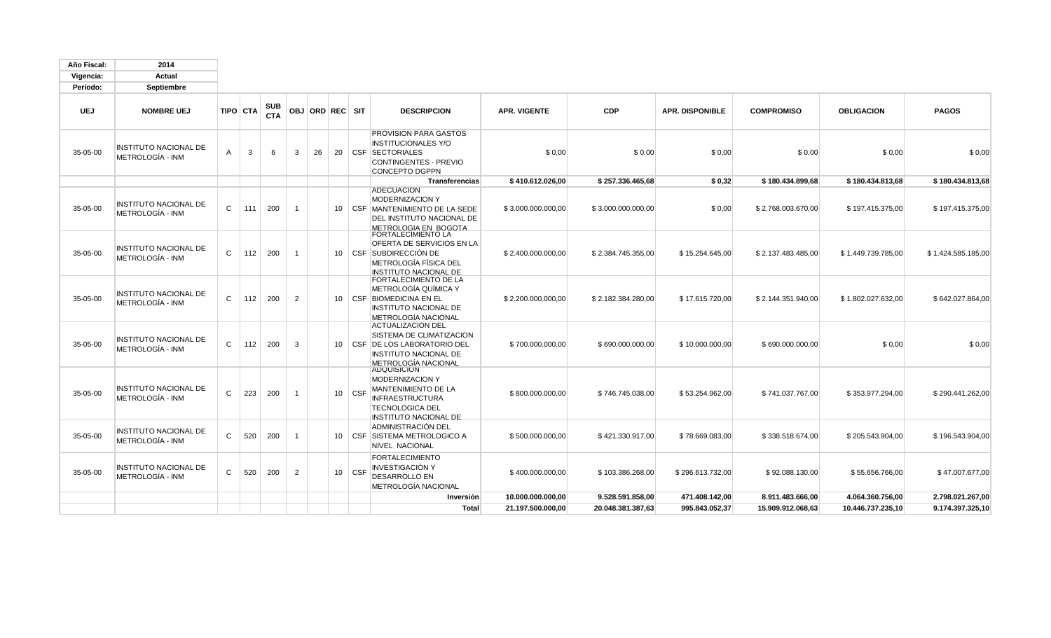| Año Fiscal: | 2014 |
|---|---|
| Vigencia: | Actual |
| Periodo: | Septiembre |

| UEJ | NOMBRE UEJ | TIPO | CTA | SUB CTA | OBJ | ORD | REC | SIT | DESCRIPCION | APR. VIGENTE | CDP | APR. DISPONIBLE | COMPROMISO | OBLIGACION | PAGOS |
|---|---|---|---|---|---|---|---|---|---|---|---|---|---|---|---|
| 35-05-00 | INSTITUTO NACIONAL DE METROLOGÍA - INM | A | 3 | 6 | 3 | 26 | 20 | CSF | PROVISION PARA GASTOS INSTITUCIONALES Y/O SECTORIALES CONTINGENTES - PREVIO CONCEPTO DGPPN | $ 0,00 | $ 0,00 | $ 0,00 | $ 0,00 | $ 0,00 | $ 0,00 |
| | | | | | | | | | **Transferencias** | **$ 410.612.026,00** | **$ 257.336.465,68** | **$ 0,32** | **$ 180.434.899,68** | **$ 180.434.813,68** | **$ 180.434.813,68** |
| 35-05-00 | INSTITUTO NACIONAL DE METROLOGÍA - INM | C | 111 | 200 | 1 | | 10 | CSF | ADECUACION MODERNIZACION Y MANTENIMIENTO DE LA SEDE DEL INSTITUTO NACIONAL DE METROLOGIA EN BOGOTA | $ 3.000.000.000,00 | $ 3.000.000.000,00 | $ 0,00 | $ 2.768.003.670,00 | $ 197.415.375,00 | $ 197.415.375,00 |
| 35-05-00 | INSTITUTO NACIONAL DE METROLOGÍA - INM | C | 112 | 200 | 1 | | 10 | CSF | FORTALECIMIENTO LA OFERTA DE SERVICIOS EN LA SUBDIRECCIÓN DE METROLOGÍA FÍSICA DEL INSTITUTO NACIONAL DE | $ 2.400.000.000,00 | $ 2.384.745.355,00 | $ 15.254.645,00 | $ 2.137.483.485,00 | $ 1.449.739.785,00 | $ 1.424.585.185,00 |
| 35-05-00 | INSTITUTO NACIONAL DE METROLOGÍA - INM | C | 112 | 200 | 2 | | 10 | CSF | FORTALECIMIENTO DE LA METROLOGÍA QUÍMICA Y BIOMEDICINA EN EL INSTITUTO NACIONAL DE METROLOGÍA NACIONAL | $ 2.200.000.000,00 | $ 2.182.384.280,00 | $ 17.615.720,00 | $ 2.144.351.940,00 | $ 1.802.027.632,00 | $ 642.027.864,00 |
| 35-05-00 | INSTITUTO NACIONAL DE METROLOGÍA - INM | C | 112 | 200 | 3 | | 10 | CSF | ACTUALIZACION DEL SISTEMA DE CLIMATIZACION DE LOS LABORATORIO DEL INSTITUTO NACIONAL DE METROLOGÍA NACIONAL | $ 700.000.000,00 | $ 690.000.000,00 | $ 10.000.000,00 | $ 690.000.000,00 | $ 0,00 | $ 0,00 |
| 35-05-00 | INSTITUTO NACIONAL DE METROLOGÍA - INM | C | 223 | 200 | 1 | | 10 | CSF | ADQUISICION MODERNIZACION Y MANTENIMIENTO DE LA INFRAESTRUCTURA TECNOLOGICA DEL INSTITUTO NACIONAL DE | $ 800.000.000,00 | $ 746.745.038,00 | $ 53.254.962,00 | $ 741.037.767,00 | $ 353.977.294,00 | $ 290.441.262,00 |
| 35-05-00 | INSTITUTO NACIONAL DE METROLOGÍA - INM | C | 520 | 200 | 1 | | 10 | CSF | ADMINISTRACIÓN DEL SISTEMA METROLOGICO A NIVEL NACIONAL | $ 500.000.000,00 | $ 421.330.917,00 | $ 78.669.083,00 | $ 338.518.674,00 | $ 205.543.904,00 | $ 196.543.904,00 |
| 35-05-00 | INSTITUTO NACIONAL DE METROLOGÍA - INM | C | 520 | 200 | 2 | | 10 | CSF | FORTALECIMIENTO INVESTIGACIÓN Y DESARROLLO EN METROLOGÍA NACIONAL | $ 400.000.000,00 | $ 103.386.268,00 | $ 296.613.732,00 | $ 92.088.130,00 | $ 55.656.766,00 | $ 47.007.677,00 |
| | | | | | | | | | **Inversión** | **10.000.000.000,00** | **9.528.591.858,00** | **471.408.142,00** | **8.911.483.666,00** | **4.064.360.756,00** | **2.798.021.267,00** |
| | | | | | | | | | **Total** | **21.197.500.000,00** | **20.048.381.387,63** | **995.843.052,37** | **15.909.912.068,63** | **10.446.737.235,10** | **9.174.397.325,10** |